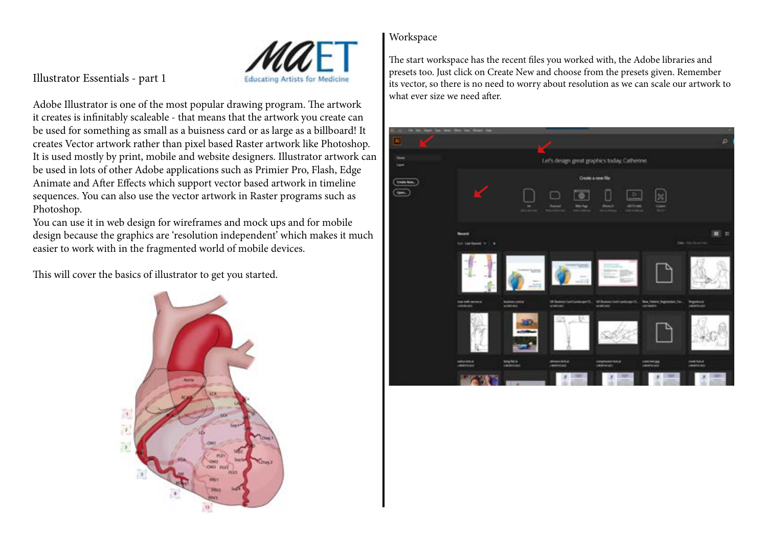# Illustrator Essentials - part 1

Adobe Illustrator is one of the most popular drawing program. The artwork it creates is infinitably scaleable - that means that the artwork you create can be used for something as small as a buisness card or as large as a billboard! It creates Vector artwork rather than pixel based Raster artwork like Photoshop. It is used mostly by print, mobile and website designers. Illustrator artwork can be used in lots of other Adobe applications such as Primier Pro, Flash, Edge Animate and After Effects which support vector based artwork in timeline sequences. You can also use the vector artwork in Raster programs such as Photoshop.
You can use it in web design for wireframes and mock ups and for mobile design because the graphics are 'resolution independent' which makes it much easier to work with in the fragmented world of mobile devices.

This will cover the basics of illustrator to get you started.

## Workspace

The start workspace has the recent files you worked with, the Adobe libraries and presets too. Just click on Create New and choose from the presets given. Remember its vector, so there is no need to worry about resolution as we can scale our artwork to what ever size we need after.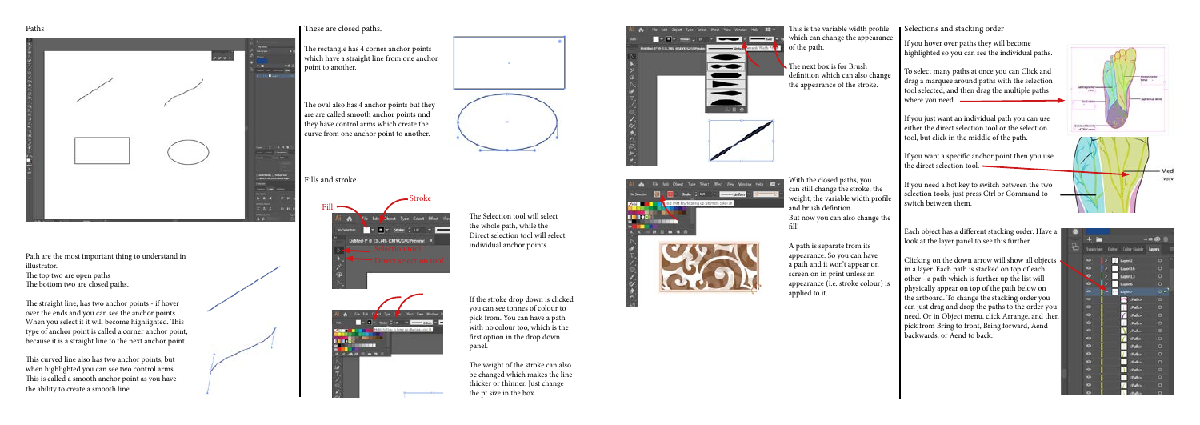# Paths

Path are the most important thing to understand in illustrator.
The top two are open paths
The bottom two are closed paths.

The straight line, has two anchor points - if hover over the ends and you can see the anchor points. When you select it it will become highlighted. This type of anchor point is called a corner anchor point, because it is a straight line to the next anchor point.

This curved line also has two anchor points, but when highlighted you can see two control arms. This is called a smooth anchor point as you have the ability to create a smooth line.

These are closed paths.

The rectangle has 4 corner anchor points which have a straight line from one anchor point to another.

The oval also has 4 anchor points but they are are called smooth anchor points nnd they have control arms which create the curve from one anchor point to another.

## Fills and stroke

Fill

Stroke

Selection tool

Direct selection tool

The Selection tool will select the whole path, while the Direct selection tool will select individual anchor points.

If the stroke drop down is clicked you can see tonnes of colour to pick from. You can have a path with no colour too, which is the first option in the drop down panel.

The weight of the stroke can also be changed which makes the line thicker or thinner. Just change the pt size in the box.

This is the variable width profile which can change the appearance of the path.

The next box is for Brush definition which can also change the appearance of the stroke.

With the closed paths, you can still change the stroke, the weight, the variable width profile and brush defintion.
But now you can also change the fill!

A path is separate from its appearance. So you can have a path and it won't appear on screen on in print unless an appearance (i.e. stroke colour) is applied to it.

# Selections and stacking order

If you hover over paths they will become highlighted so you can see the individual paths.

To select many paths at once you can Click and drag a marquee around paths with the selection tool selected, and then drag the multiple paths where you need.

If you just want an individual path you can use either the direct selection tool or the selection tool, but click in the middle of the path.

If you want a specific anchor point then you use the direct selection tool.

If you need a hot key to switch between the two selection tools, just press Ctrl or Command to switch between them.

Each object has a different stacking order. Have a look at the layer panel to see this further.

Clicking on the down arrow will show all objects in a layer. Each path is stacked on top of each other - a path which is further up the list will physically appear on top of the path below on the artboard. To change the stacking order you can just drag and drop the paths to the order you need. Or in Object menu, click Arrange, and then pick from Bring to front, Bring forward, Aend backwards, or Aend to back.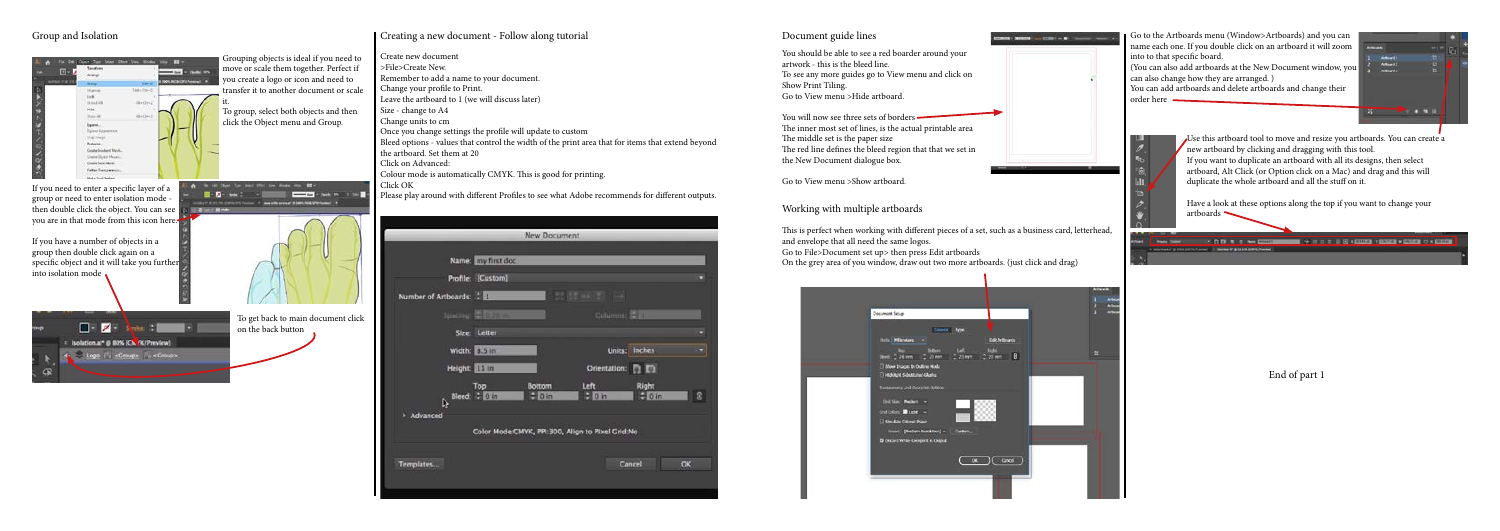## Group and Isolation

Grouping objects is ideal if you need to move or scale them together. Perfect if you create a logo or icon and need to transfer it to another document or scale it.

To group, select both objects and then click the Object menu and Group.

If you need to enter a specific layer of a group or need to enter isolation mode - then double click the object. You can see you are in that mode from this icon here.

If you have a number of objects in a group then double click again on a specific object and it will take you further into isolation mode

To get back to main document click on the back button

## Creating a new document - Follow along tutorial

Create new document

>File>Create New.

Remember to add a name to your document.

Change your profile to Print.

Leave the artboard to 1 (we will discuss later)

Size - change to A4

Change units to cm

Once you change settings the profile will update to custom

Bleed options - values that control the width of the print area that for items that extend beyond the artboard. Set them at 20

Click on Advanced:

Colour mode is automatically CMYK. This is good for printing.

Click OK

Please play around with different Profiles to see what Adobe recommends for different outputs.

## Document guide lines

You should be able to see a red boarder around your artwork - this is the bleed line.

To see any more guides go to View menu and click on Show Print Tiling.

Go to View menu >Hide artboard.

You will now see three sets of borders

The inner most set of lines, is the actual printable area

The middle set is the paper size

The red line defines the bleed region that that we set in the New Document dialogue box.

Go to View menu >Show artboard.

## Working with multiple artboards

This is perfect when working with different pieces of a set, such as a business card, letterhead, and envelope that all need the same logos.

Go to File>Document set up> then press Edit artboards

On the grey area of you window, draw out two more artboards. (just click and drag)

Go to the Artboards menu (Window>Artboards) and you can name each one. If you double click on an artboard it will zoom into to that specific board.

(You can also add artboards at the New Document window, you can also change how they are arranged. )

You can add artboards and delete artboards and change their order here

Use this artboard tool to move and resize you artboards. You can create a new artboard by clicking and dragging with this tool.

If you want to duplicate an artboard with all its designs, then select artboard, Alt Click (or Option click on a Mac) and drag and this will duplicate the whole artboard and all the stuff on it.

Have a look at these options along the top if you want to change your artboards

End of part 1